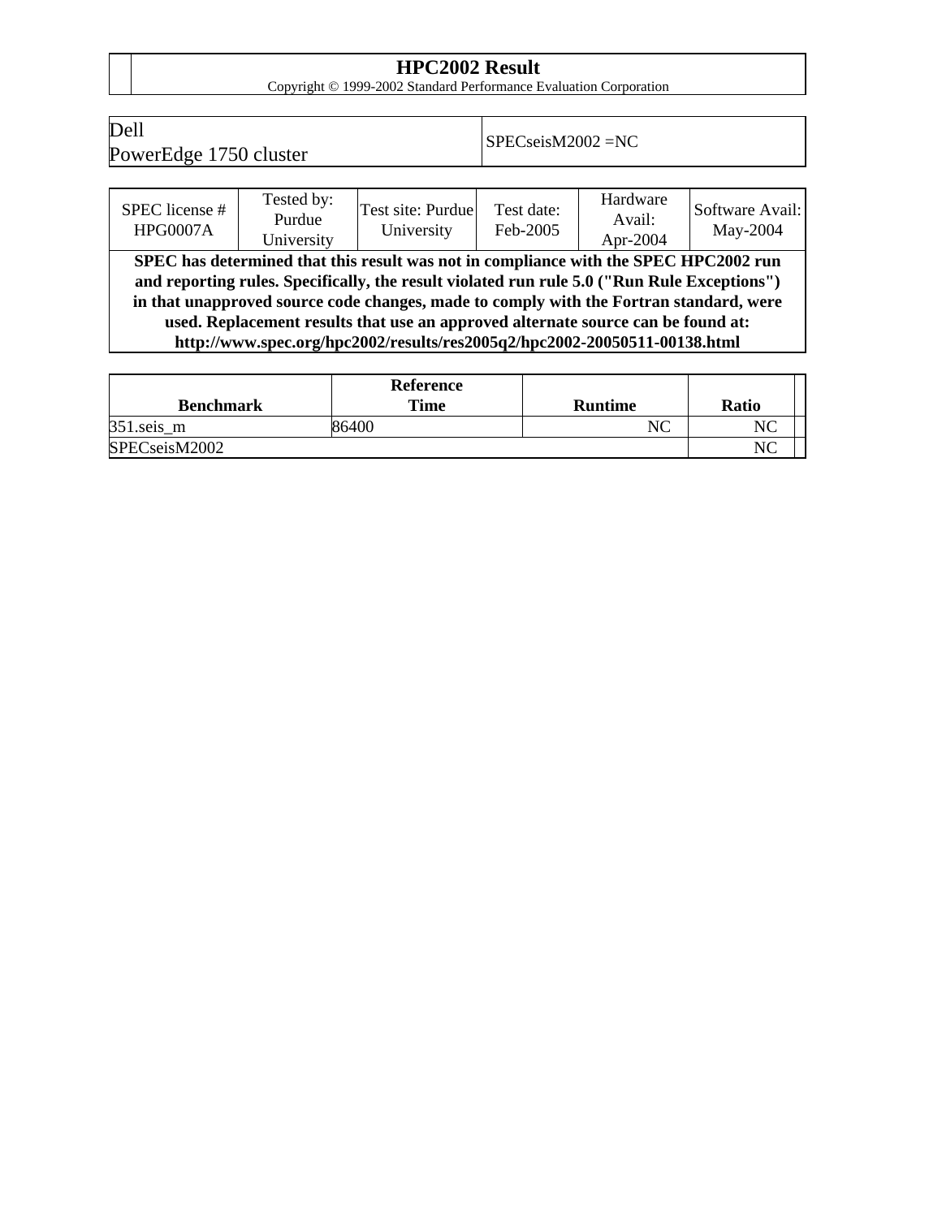# HPC2002 Result

Copyright © 1999-2002 Standard Performance Evaluation Corporation

| Dell<br>PowerEdge 1750 cluster | SPECseisM2002 =NC |
|---|---|

| SPEC license # HPG0007A | Tested by: Purdue University | Test site: Purdue University | Test date: Feb-2005 | Hardware Avail: Apr-2004 | Software Avail: May-2004 |
|---|---|---|---|---|---|

**SPEC has determined that this result was not in compliance with the SPEC HPC2002 run and reporting rules. Specifically, the result violated run rule 5.0 ("Run Rule Exceptions") in that unapproved source code changes, made to comply with the Fortran standard, were used. Replacement results that use an approved alternate source can be found at: http://www.spec.org/hpc2002/results/res2005q2/hpc2002-20050511-00138.html**

| Benchmark | Reference Time | Runtime | Ratio |
|---|---|---|---|
| 351.seis_m | 86400 | NC | NC |
| SPECseisM2002 | | | NC |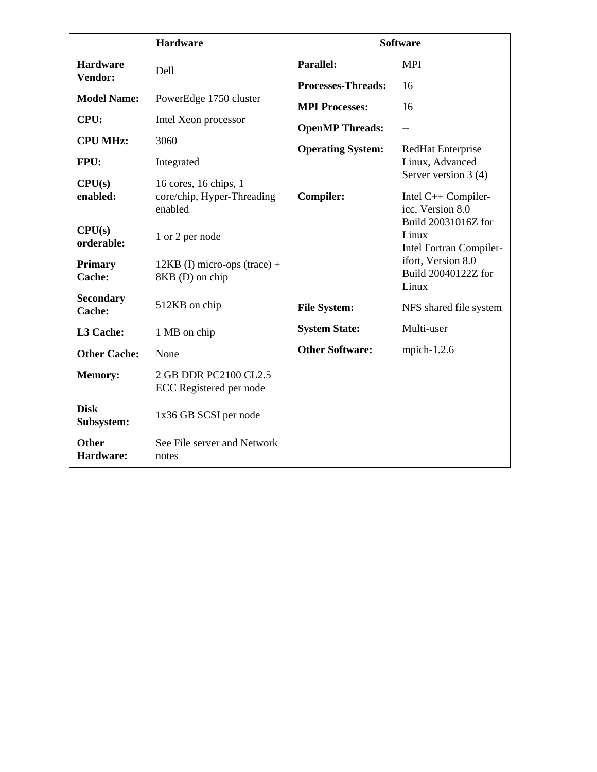| Hardware | | Software | |
|---|---|---|---|
| **Hardware Vendor:** | Dell | **Parallel:** | MPI |
| **Model Name:** | PowerEdge 1750 cluster | **Processes-Threads:** | 16 |
| **CPU:** | Intel Xeon processor | **MPI Processes:** | 16 |
| **CPU MHz:** | 3060 | **OpenMP Threads:** | -- |
| **FPU:** | Integrated | **Operating System:** | RedHat Enterprise Linux, Advanced Server version 3 (4) |
| **CPU(s) enabled:** | 16 cores, 16 chips, 1 core/chip, Hyper-Threading enabled | **Compiler:** | Intel C++ Compiler-icc, Version 8.0 Build 20031016Z for Linux Intel Fortran Compiler-ifort, Version 8.0 Build 20040122Z for Linux |
| **CPU(s) orderable:** | 1 or 2 per node | **File System:** | NFS shared file system |
| **Primary Cache:** | 12KB (I) micro-ops (trace) + 8KB (D) on chip | **System State:** | Multi-user |
| **Secondary Cache:** | 512KB on chip | **Other Software:** | mpich-1.2.6 |
| **L3 Cache:** | 1 MB on chip | | |
| **Other Cache:** | None | | |
| **Memory:** | 2 GB DDR PC2100 CL2.5 ECC Registered per node | | |
| **Disk Subsystem:** | 1x36 GB SCSI per node | | |
| **Other Hardware:** | See File server and Network notes | | |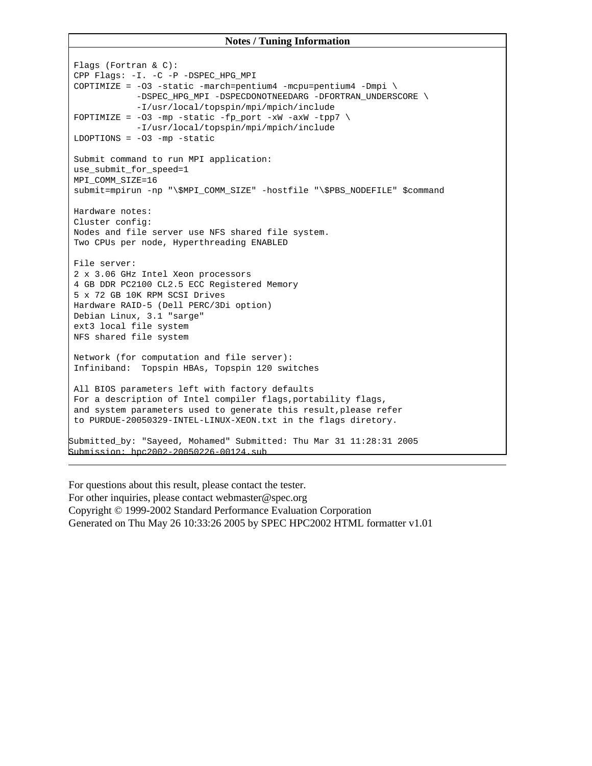## Notes / Tuning Information

```
Flags (Fortran & C):
CPP Flags: -I. -C -P -DSPEC_HPG_MPI
COPTIMIZE = -O3 -static -march=pentium4 -mcpu=pentium4 -Dmpi \
            -DSPEC_HPG_MPI -DSPECDONOTNEEDARG -DFORTRAN_UNDERSCORE \
            -I/usr/local/topspin/mpi/mpich/include
FOPTIMIZE = -O3 -mp -static -fp_port -xW -axW -tpp7 \
            -I/usr/local/topspin/mpi/mpich/include
LDOPTIONS = -O3 -mp -static

Submit command to run MPI application:
use_submit_for_speed=1
MPI_COMM_SIZE=16
submit=mpirun -np "\$MPI_COMM_SIZE" -hostfile "\$PBS_NODEFILE" $command

Hardware notes:
Cluster config:
Nodes and file server use NFS shared file system.
Two CPUs per node, Hyperthreading ENABLED

File server:
2 x 3.06 GHz Intel Xeon processors
4 GB DDR PC2100 CL2.5 ECC Registered Memory
5 x 72 GB 10K RPM SCSI Drives
Hardware RAID-5 (Dell PERC/3Di option)
Debian Linux, 3.1 "sarge"
ext3 local file system
NFS shared file system

Network (for computation and file server):
Infiniband:  Topspin HBAs, Topspin 120 switches

All BIOS parameters left with factory defaults
For a description of Intel compiler flags,portability flags,
and system parameters used to generate this result,please refer
to PURDUE-20050329-INTEL-LINUX-XEON.txt in the flags diretory.

Submitted_by: "Sayeed, Mohamed" Submitted: Thu Mar 31 11:28:31 2005
Submission: hpc2002-20050226-00124.sub
```

---

For questions about this result, please contact the tester.
For other inquiries, please contact webmaster@spec.org
Copyright © 1999-2002 Standard Performance Evaluation Corporation
Generated on Thu May 26 10:33:26 2005 by SPEC HPC2002 HTML formatter v1.01